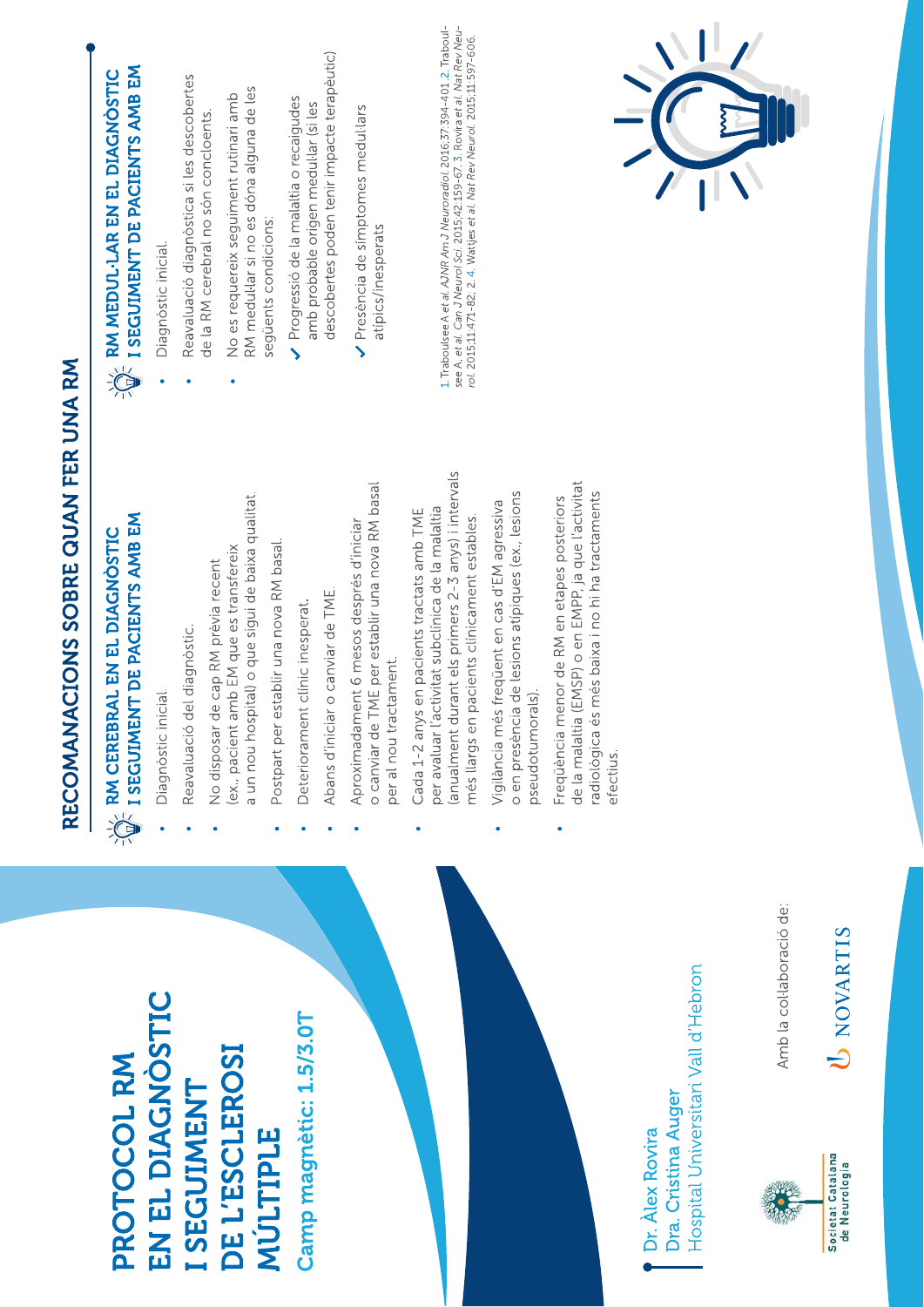# PROTOCOL RM EN EL DIAGNÒSTIC I SEGUIMENT DE L'ESCLEROSI MÚLTIPLE

**Camp magnètic: 1.5/3.0T**

Dr. Àlex Rovira
Dra. Cristina Auger
Hospital Universitari Vall d'Hebron

Societat Catalana de Neurologia

Amb la col·laboració de:

NOVARTIS

## RECOMANACIONS SOBRE QUAN FER UNA RM

### RM CEREBRAL EN EL DIAGNÒSTIC I SEGUIMENT DE PACIENTS AMB EM

- Diagnòstic inicial.
- Reavaluació del diagnòstic.
- No disposar de cap RM prèvia recent (ex., pacient amb EM que es transfereix a un nou hospital) o que sigui de baixa qualitat.
- Postpart per establir una nova RM basal.
- Deteriorament clínic inesperat.
- Abans d'iniciar o canviar de TME.
- Aproximadament 6 mesos després d'iniciar o canviar de TME per establir una nova RM basal per al nou tractament.
- Cada 1-2 anys en pacients tractats amb TME per avaluar l'activitat subclínica de la malaltia (anualment durant els primers 2-3 anys) i intervals més llargs en pacients clínicament estables.
- Vigilància més freqüent en cas d'EM agressiva o en presència de lesions atípiques (ex., lesions pseudotumorals).
- Freqüència menor de RM en etapes posteriors de la malaltia (EMSP) o en EMPP, ja que l'activitat radiològica és més baixa i no hi ha tractaments efectius.

### RM MEDUL·LAR EN EL DIAGNÒSTIC I SEGUIMENT DE PACIENTS AMB EM

- Diagnòstic inicial.
- Reavaluació diagnòstica si les descobertes de la RM cerebral no són concloents.
- No es requereix seguiment rutinari amb RM medul·lar si no es dóna alguna de les següents condicions:
  - ✓ Progressió de la malaltia o recaigudes amb probable origen medul·lar (si les descobertes poden tenir impacte terapèutic)
  - ✓ Presència de símptomes medul·lars atípics/inesperats

1. Traboulsee A *et al. AJNR Am J Neuroradiol.* 2016;37:394-401. 2. Traboulsee A, *et al. Can J Neurol Sci.* 2015;42:159-67. 3. Rovira *et al. Nat Rev Neurol.* 2015;11:471-82. 2. 4. Wattjes *et al. Nat Rev Neurol.* 2015;11:597-606.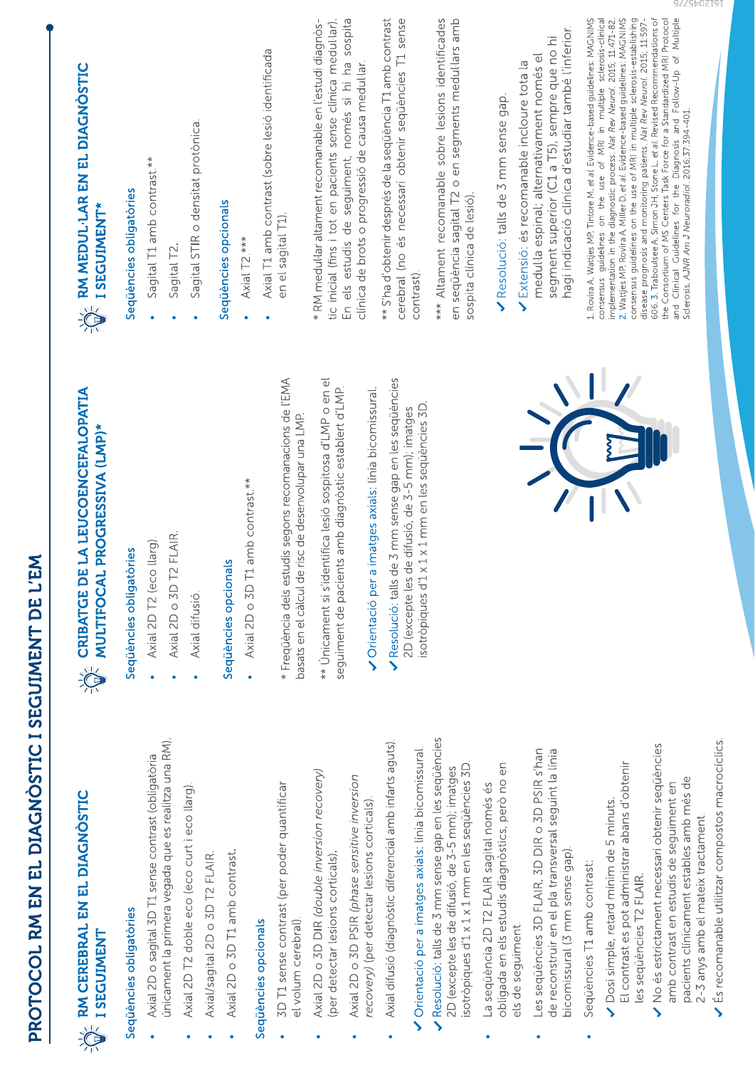# PROTOCOL RM EN EL DIAGNÒSTIC I SEGUIMENT DE L'EM

## RM CEREBRAL EN EL DIAGNÒSTIC I SEGUIMENT

### Seqüències obligatòries

- Axial 2D o sagital 3D T1 sense contrast (obligatòria únicament la primera vegada que es realitza una RM).
- Axial 2D T2 doble eco (eco curt i eco llarg).
- Axial/sagital 2D o 3D T2 FLAIR.
- Axial 2D o 3D T1 amb contrast.

### Seqüències opcionals

- 3D T1 sense contrast (per poder quantificar el volum cerebral).
- Axial 2D o 3D DIR (*double inversion recovery*) (per detectar lesions corticals).
- Axial 2D o 3D PSIR (*phase sensitive inversion recovery*) (per detectar lesions corticals).
- Axial difusió (diagnòstic diferencial amb infarts aguts).

✔ Orientació per a imatges axials: línia bicomissural.

✔ Resolució: talls de 3 mm sense gap en les seqüències 2D (excepte les de difusió, de 3-5 mm); imatges isotròpiques d'1 x 1 x 1 mm en les seqüències 3D.

- La seqüència 2D T2 FLAIR sagital només és obligada en els estudis diagnòstics, però no en els de seguiment.
- Les seqüències 3D FLAIR, 3D DIR o 3D PSIR s'han de reconstruir en el pla transversal seguint la línia bicomissural (3 mm sense gap).
- Seqüències T1 amb contrast:

✔ Dosi simple, retard mínim de 5 minuts. El contrast es pot administrar abans d'obtenir les seqüències T2 FLAIR.

✔ No és estrictament necessari obtenir seqüències amb contrast en estudis de seguiment en pacients clínicament estables amb més de 2-3 anys amb el mateix tractament.

✔ És recomanable utilitzar compostos macrocíclics.

## CRIBATGE DE LA LEUCOENCEFALOPATIA MULTIFOCAL PROGRESSIVA (LMP)*

### Seqüències obligatòries

- Axial 2D T2 (eco llarg).
- Axial 2D o 3D T2 FLAIR.
- Axial difusió.

### Seqüències opcionals

- Axial 2D o 3D T1 amb contrast.**

\* Freqüència dels estudis segons recomanacions de l'EMA basats en el càlcul de risc de desenvolupar una LMP.

\** Únicament si s'identifica lesió sospitosa d'LMP o en el seguiment de pacients amb diagnòstic establert d'LMP.

✔ Orientació per a imatges axials: línia bicomissural.

✔ Resolució: talls de 3 mm sense gap en les seqüències 2D (excepte les de difusió, de 3-5 mm); imatges isotròpiques d'1 x 1 x 1 mm en les seqüències 3D.

## RM MEDUL·LAR EN EL DIAGNÒSTIC I SEGUIMENT*

### Seqüències obligatòries

- Sagital T1 amb contrast.**
- Sagital T2.
- Sagital STIR o densitat protònica.

### Seqüències opcionals

- Axial T2.***
- Axial T1 amb contrast (sobre lesió identificada en el sagital T1).

\* RM medul·lar altament recomanable en l'estudi diagnòstic inicial (fins i tot en pacients sense clínica medul·lar). En els estudis de seguiment, només si hi ha sospita clínica de brots o progressió de causa medul·lar.

\** S'ha d'obtenir després de la seqüència T1 amb contrast cerebral (no és necessari obtenir seqüències T1 sense contrast).

\*** Altament recomanable sobre lesions identificades en seqüència sagital T2 o en segments medul·lars amb sospita clínica de lesió).

✔ Resolució: talls de 3 mm sense gap.

✔ Extensió: és recomanable incloure tota la medul·la espinal; alternativament només el segment superior (C1 a T5), sempre que no hi hagi indicació clínica d'estudiar també l'inferior.

1. Rovira A, Wattjes MP, Tintore M, *et al*. Evidence-based guidelines: MAGNIMS consensus guidelines on the use of MRI in multiple sclerosis-clinical implementation in the diagnostic process. *Nat Rev Neurol*. 2015; 11:471-82.
2. Wattjes MP, Rovira A, Miller D, *et al*. Evidence-based guidelines: MAGNIMS consensus guidelines on the use of MRI in multiple sclerosis-establishing disease prognosis and monitoring patients. *Nat Rev Neurol*. 2015; 11:597-606.
3. Traboulsee A, Simon JH, Stone L, *et al*. Revised Recommendations of the Consortium of MS Centers Task Force for a Standardized MRI Protocol and Clinical Guidelines for the Diagnosis and Follow-Up of Multiple Sclerosis. *AJNR Am J Neuroradiol*. 2016;37:394-401.